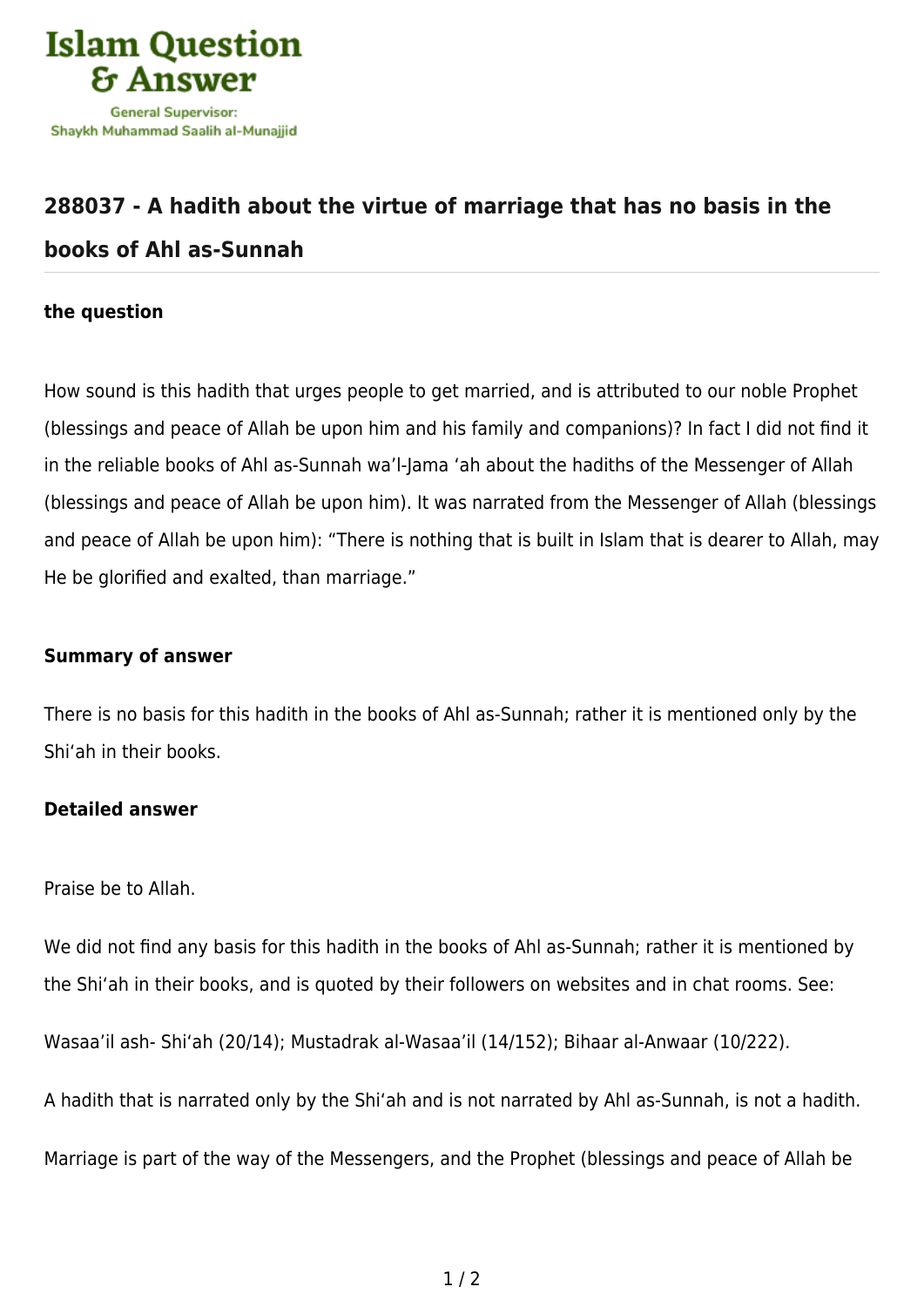# 288037 - A hadith about the virtue of marriage that has no basis in the books of Ahl as-Sunnah

### the question

How sound is this hadith that urges people to get married, and is attributed to our noble Prophet (blessings and peace of Allah be upon him and his family and companions)? In fact I did not find it in the reliable books of Ahl as-Sunnah wa'l-Jama 'ah about the hadiths of the Messenger of Allah (blessings and peace of Allah be upon him). It was narrated from the Messenger of Allah (blessings and peace of Allah be upon him): "There is nothing that is built in Islam that is dearer to Allah, may He be glorified and exalted, than marriage."

### Summary of answer

There is no basis for this hadith in the books of Ahl as-Sunnah; rather it is mentioned only by the Shi'ah in their books.

### Detailed answer

Praise be to Allah.

We did not find any basis for this hadith in the books of Ahl as-Sunnah; rather it is mentioned by the Shi'ah in their books, and is quoted by their followers on websites and in chat rooms. See:

Wasaa'il ash- Shi'ah (20/14); Mustadrak al-Wasaa'il (14/152); Bihaar al-Anwaar (10/222).

A hadith that is narrated only by the Shi'ah and is not narrated by Ahl as-Sunnah, is not a hadith.

Marriage is part of the way of the Messengers, and the Prophet (blessings and peace of Allah be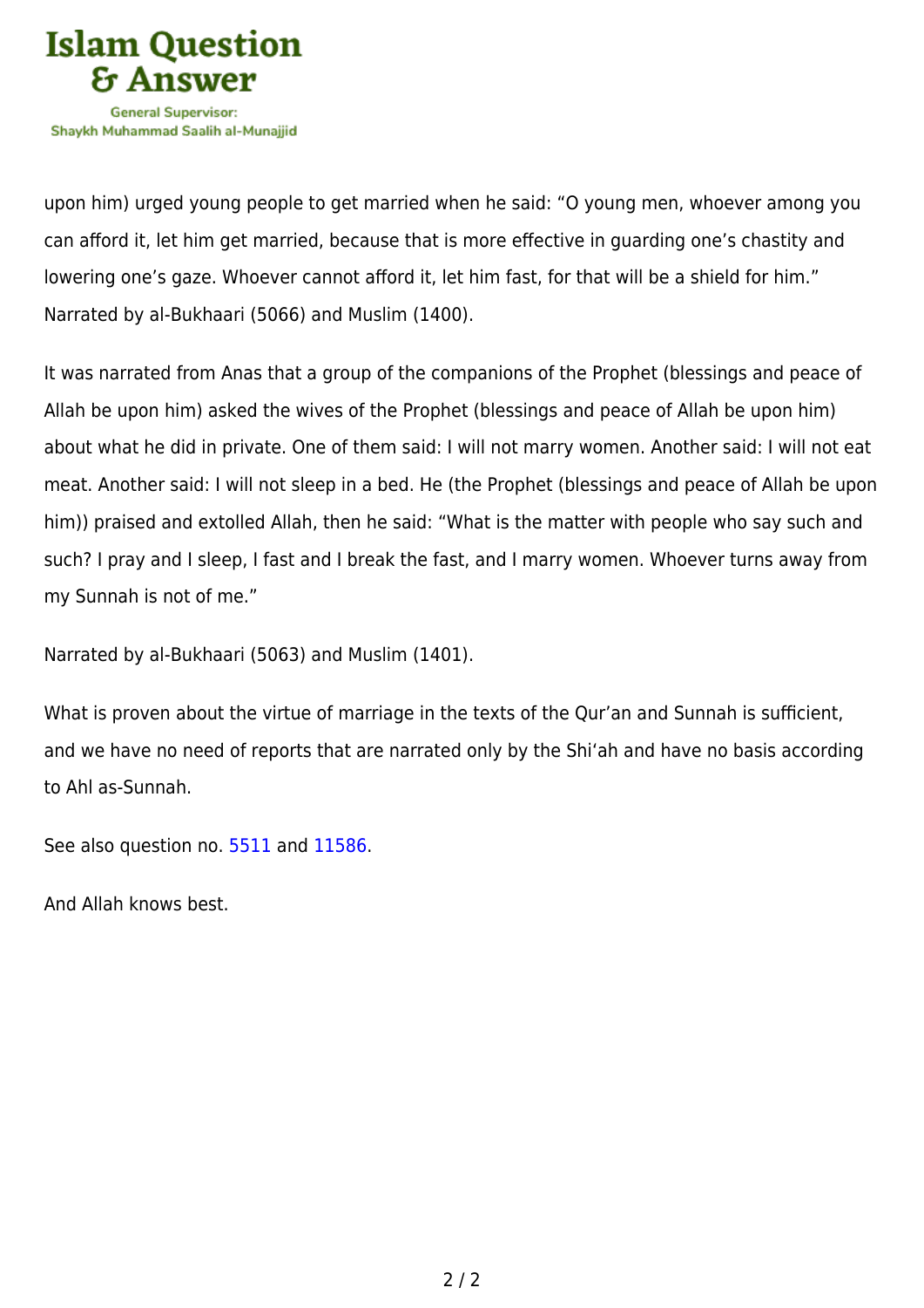upon him) urged young people to get married when he said: “O young men, whoever among you can afford it, let him get married, because that is more effective in guarding one’s chastity and lowering one’s gaze. Whoever cannot afford it, let him fast, for that will be a shield for him.” Narrated by al-Bukhaari (5066) and Muslim (1400).

It was narrated from Anas that a group of the companions of the Prophet (blessings and peace of Allah be upon him) asked the wives of the Prophet (blessings and peace of Allah be upon him) about what he did in private. One of them said: I will not marry women. Another said: I will not eat meat. Another said: I will not sleep in a bed. He (the Prophet (blessings and peace of Allah be upon him)) praised and extolled Allah, then he said: “What is the matter with people who say such and such? I pray and I sleep, I fast and I break the fast, and I marry women. Whoever turns away from my Sunnah is not of me.”

Narrated by al-Bukhaari (5063) and Muslim (1401).

What is proven about the virtue of marriage in the texts of the Qur’an and Sunnah is sufficient, and we have no need of reports that are narrated only by the Shi‘ah and have no basis according to Ahl as-Sunnah.

See also question no. 5511 and 11586.

And Allah knows best.